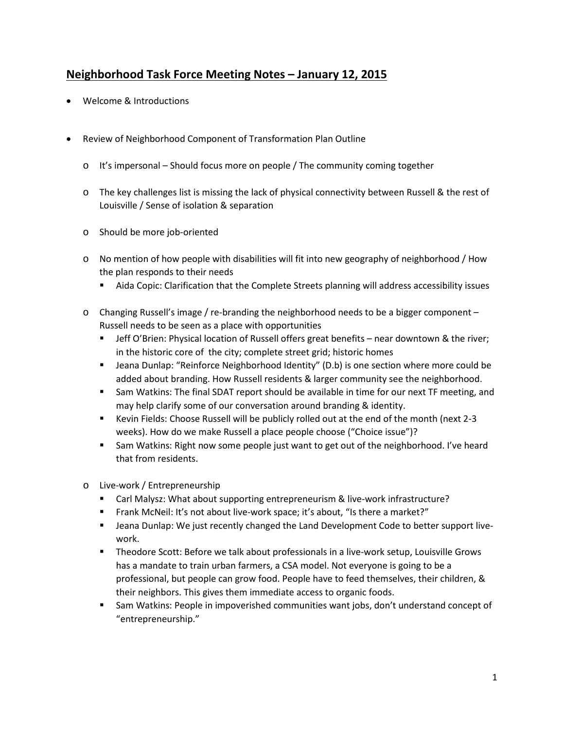## Neighborhood Task Force Meeting Notes – January 12, 2015

- Welcome & Introductions

- Review of Neighborhood Component of Transformation Plan Outline
  - It's impersonal – Should focus more on people / The community coming together
  - The key challenges list is missing the lack of physical connectivity between Russell & the rest of Louisville / Sense of isolation & separation
  - Should be more job-oriented
  - No mention of how people with disabilities will fit into new geography of neighborhood / How the plan responds to their needs
    - Aida Copic: Clarification that the Complete Streets planning will address accessibility issues
  - Changing Russell's image / re-branding the neighborhood needs to be a bigger component – Russell needs to be seen as a place with opportunities
    - Jeff O'Brien: Physical location of Russell offers great benefits – near downtown & the river; in the historic core of the city; complete street grid; historic homes
    - Jeana Dunlap: "Reinforce Neighborhood Identity" (D.b) is one section where more could be added about branding. How Russell residents & larger community see the neighborhood.
    - Sam Watkins: The final SDAT report should be available in time for our next TF meeting, and may help clarify some of our conversation around branding & identity.
    - Kevin Fields: Choose Russell will be publicly rolled out at the end of the month (next 2-3 weeks). How do we make Russell a place people choose ("Choice issue")?
    - Sam Watkins: Right now some people just want to get out of the neighborhood. I've heard that from residents.
  - Live-work / Entrepreneurship
    - Carl Malysz: What about supporting entrepreneurism & live-work infrastructure?
    - Frank McNeil: It's not about live-work space; it's about, "Is there a market?"
    - Jeana Dunlap: We just recently changed the Land Development Code to better support live-work.
    - Theodore Scott: Before we talk about professionals in a live-work setup, Louisville Grows has a mandate to train urban farmers, a CSA model. Not everyone is going to be a professional, but people can grow food. People have to feed themselves, their children, & their neighbors. This gives them immediate access to organic foods.
    - Sam Watkins: People in impoverished communities want jobs, don't understand concept of "entrepreneurship."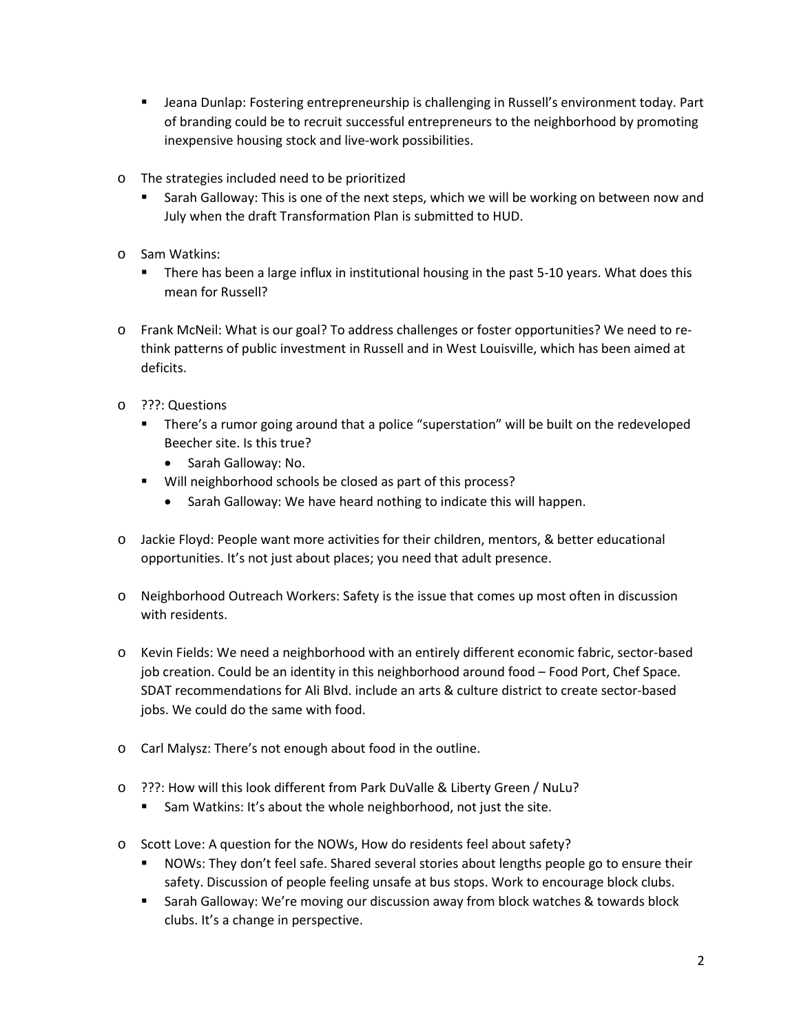- Jeana Dunlap: Fostering entrepreneurship is challenging in Russell's environment today. Part of branding could be to recruit successful entrepreneurs to the neighborhood by promoting inexpensive housing stock and live-work possibilities.

- The strategies included need to be prioritized
    - Sarah Galloway: This is one of the next steps, which we will be working on between now and July when the draft Transformation Plan is submitted to HUD.

- Sam Watkins:
    - There has been a large influx in institutional housing in the past 5-10 years. What does this mean for Russell?

- Frank McNeil: What is our goal? To address challenges or foster opportunities? We need to re-think patterns of public investment in Russell and in West Louisville, which has been aimed at deficits.

- ???: Questions
    - There's a rumor going around that a police "superstation" will be built on the redeveloped Beecher site. Is this true?
        - Sarah Galloway: No.
    - Will neighborhood schools be closed as part of this process?
        - Sarah Galloway: We have heard nothing to indicate this will happen.

- Jackie Floyd: People want more activities for their children, mentors, & better educational opportunities. It's not just about places; you need that adult presence.

- Neighborhood Outreach Workers: Safety is the issue that comes up most often in discussion with residents.

- Kevin Fields: We need a neighborhood with an entirely different economic fabric, sector-based job creation. Could be an identity in this neighborhood around food – Food Port, Chef Space. SDAT recommendations for Ali Blvd. include an arts & culture district to create sector-based jobs. We could do the same with food.

- Carl Malysz: There's not enough about food in the outline.

- ???: How will this look different from Park DuValle & Liberty Green / NuLu?
    - Sam Watkins: It's about the whole neighborhood, not just the site.

- Scott Love: A question for the NOWs, How do residents feel about safety?
    - NOWs: They don't feel safe. Shared several stories about lengths people go to ensure their safety. Discussion of people feeling unsafe at bus stops. Work to encourage block clubs.
    - Sarah Galloway: We're moving our discussion away from block watches & towards block clubs. It's a change in perspective.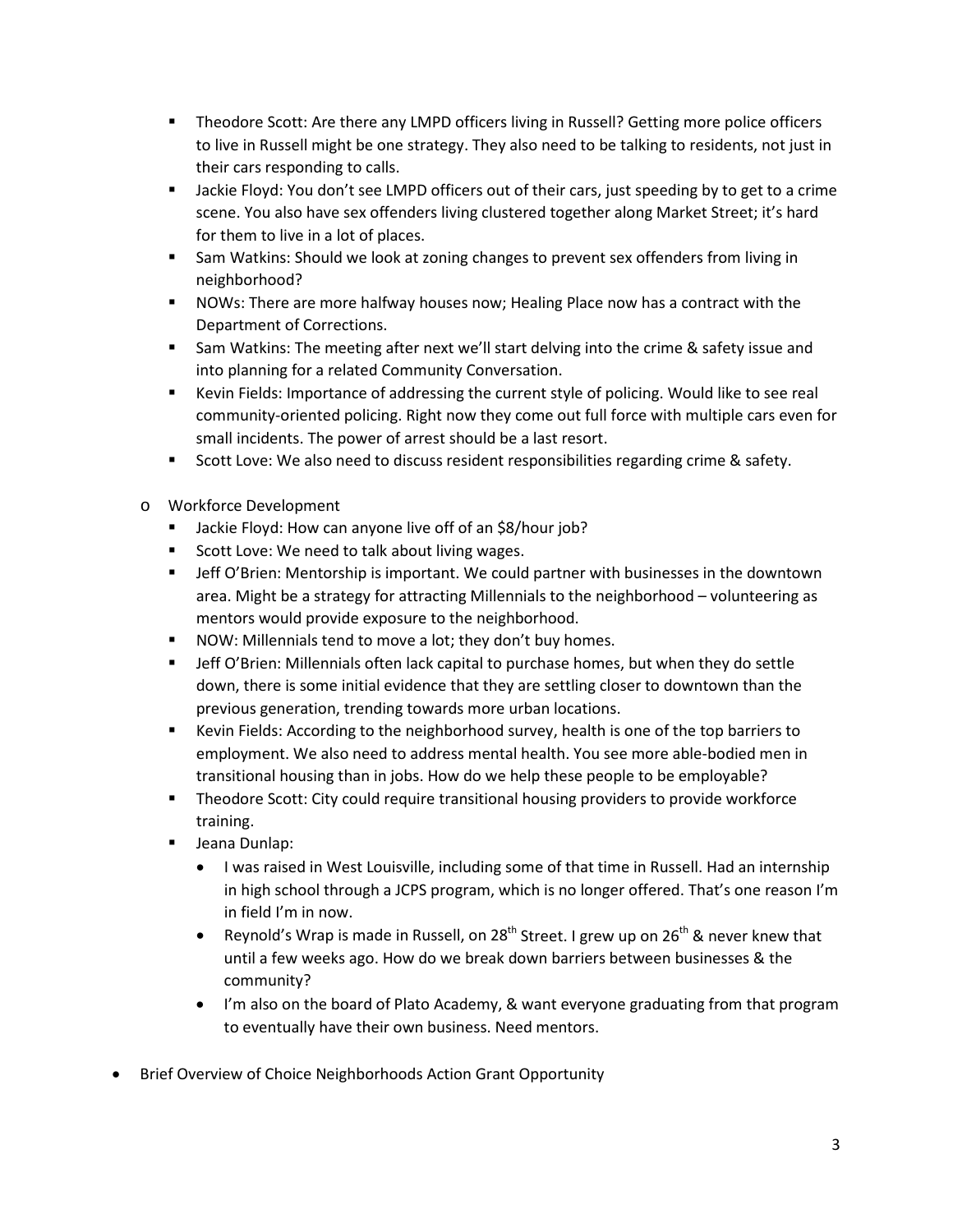- Theodore Scott: Are there any LMPD officers living in Russell? Getting more police officers to live in Russell might be one strategy. They also need to be talking to residents, not just in their cars responding to calls.
- Jackie Floyd: You don't see LMPD officers out of their cars, just speeding by to get to a crime scene. You also have sex offenders living clustered together along Market Street; it's hard for them to live in a lot of places.
- Sam Watkins: Should we look at zoning changes to prevent sex offenders from living in neighborhood?
- NOWs: There are more halfway houses now; Healing Place now has a contract with the Department of Corrections.
- Sam Watkins: The meeting after next we'll start delving into the crime & safety issue and into planning for a related Community Conversation.
- Kevin Fields: Importance of addressing the current style of policing. Would like to see real community-oriented policing. Right now they come out full force with multiple cars even for small incidents. The power of arrest should be a last resort.
- Scott Love: We also need to discuss resident responsibilities regarding crime & safety.

- Workforce Development
  - Jackie Floyd: How can anyone live off of an $8/hour job?
  - Scott Love: We need to talk about living wages.
  - Jeff O'Brien: Mentorship is important. We could partner with businesses in the downtown area. Might be a strategy for attracting Millennials to the neighborhood – volunteering as mentors would provide exposure to the neighborhood.
  - NOW: Millennials tend to move a lot; they don't buy homes.
  - Jeff O'Brien: Millennials often lack capital to purchase homes, but when they do settle down, there is some initial evidence that they are settling closer to downtown than the previous generation, trending towards more urban locations.
  - Kevin Fields: According to the neighborhood survey, health is one of the top barriers to employment. We also need to address mental health. You see more able-bodied men in transitional housing than in jobs. How do we help these people to be employable?
  - Theodore Scott: City could require transitional housing providers to provide workforce training.
  - Jeana Dunlap:
    - I was raised in West Louisville, including some of that time in Russell. Had an internship in high school through a JCPS program, which is no longer offered. That's one reason I'm in field I'm in now.
    - Reynold's Wrap is made in Russell, on 28th Street. I grew up on 26th & never knew that until a few weeks ago. How do we break down barriers between businesses & the community?
    - I'm also on the board of Plato Academy, & want everyone graduating from that program to eventually have their own business. Need mentors.

- Brief Overview of Choice Neighborhoods Action Grant Opportunity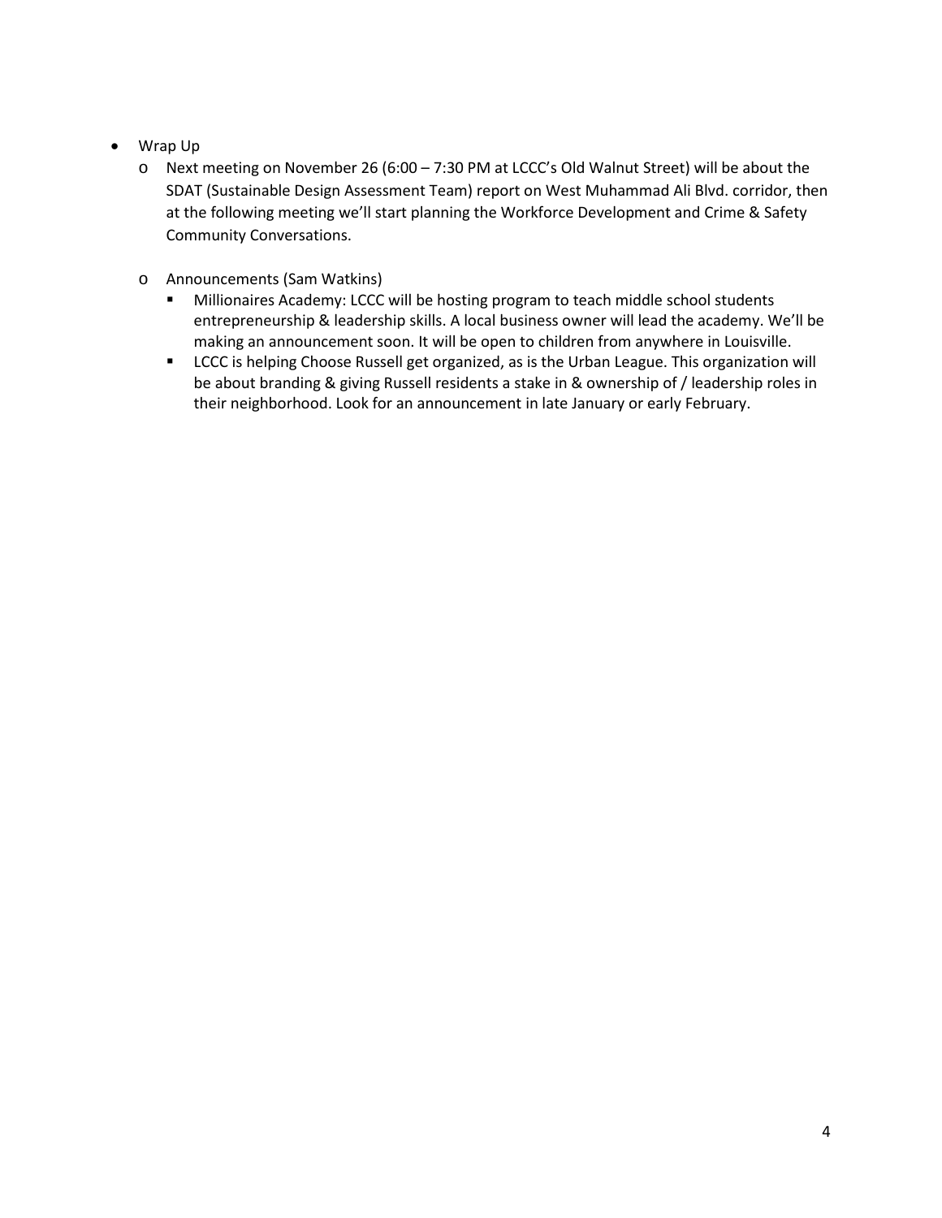- Wrap Up
    - Next meeting on November 26 (6:00 – 7:30 PM at LCCC's Old Walnut Street) will be about the SDAT (Sustainable Design Assessment Team) report on West Muhammad Ali Blvd. corridor, then at the following meeting we'll start planning the Workforce Development and Crime & Safety Community Conversations.
    - Announcements (Sam Watkins)
        - Millionaires Academy: LCCC will be hosting program to teach middle school students entrepreneurship & leadership skills. A local business owner will lead the academy. We'll be making an announcement soon. It will be open to children from anywhere in Louisville.
        - LCCC is helping Choose Russell get organized, as is the Urban League. This organization will be about branding & giving Russell residents a stake in & ownership of / leadership roles in their neighborhood. Look for an announcement in late January or early February.